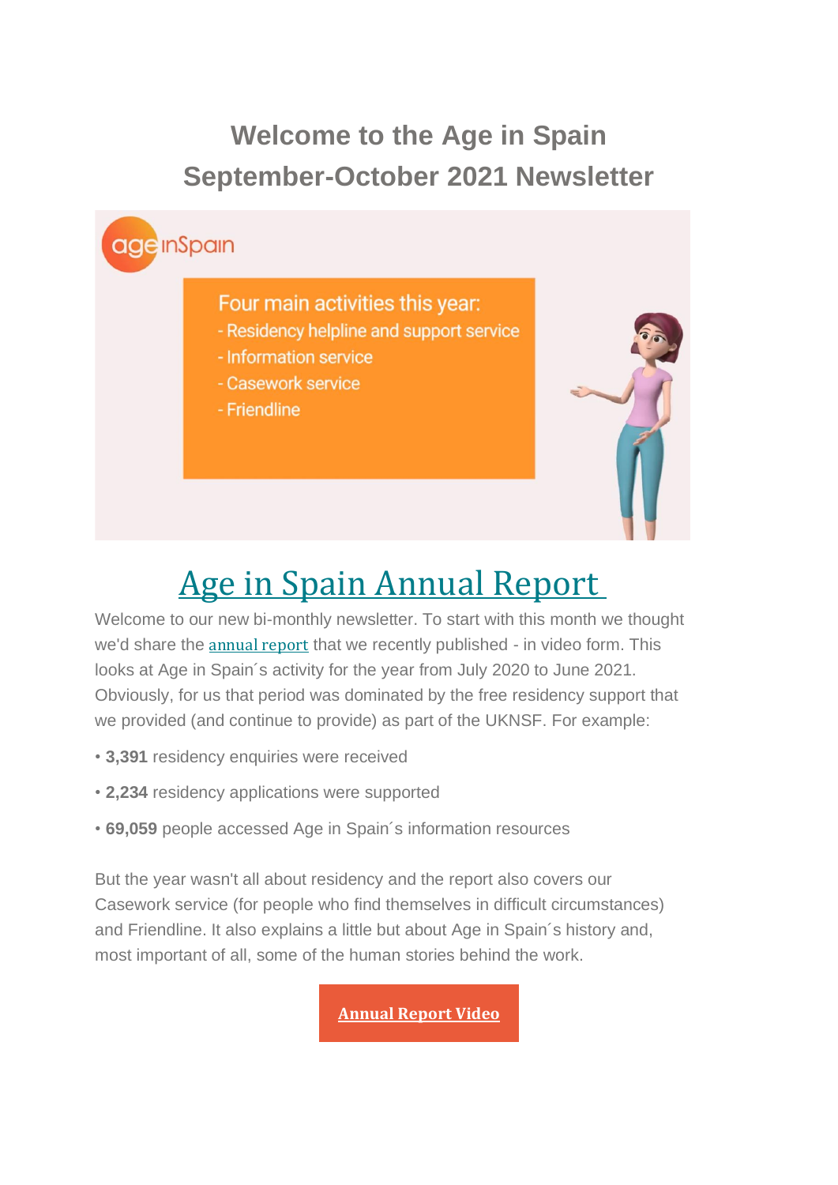# Welcome to the Age in Spain September-October 2021 Newsletter

age inSpain

Four main activities this year:
- Residency helpline and support service
- Information service
- Casework service
- Friendline

## Age in Spain Annual Report

Welcome to our new bi-monthly newsletter. To start with this month we thought we'd share the annual report that we recently published - in video form. This looks at Age in Spain´s activity for the year from July 2020 to June 2021. Obviously, for us that period was dominated by the free residency support that we provided (and continue to provide) as part of the UKNSF. For example:

- **3,391** residency enquiries were received
- **2,234** residency applications were supported
- **69,059** people accessed Age in Spain´s information resources

But the year wasn't all about residency and the report also covers our Casework service (for people who find themselves in difficult circumstances) and Friendline. It also explains a little but about Age in Spain´s history and, most important of all, some of the human stories behind the work.

**Annual Report Video**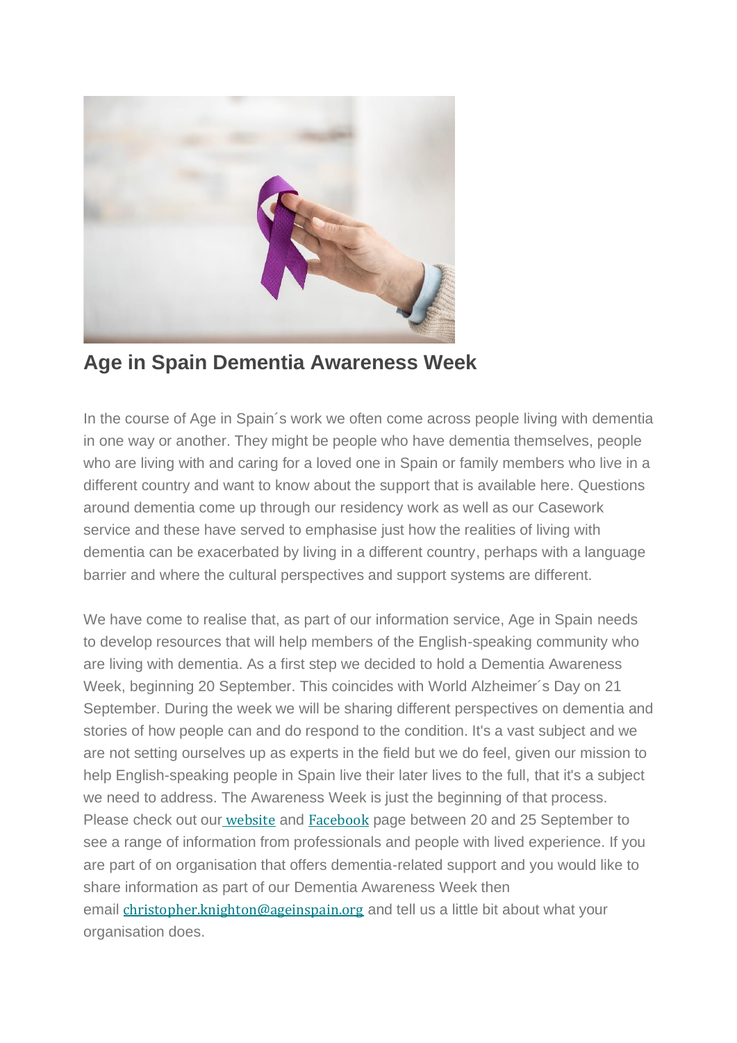## Age in Spain Dementia Awareness Week

In the course of Age in Spain´s work we often come across people living with dementia in one way or another. They might be people who have dementia themselves, people who are living with and caring for a loved one in Spain or family members who live in a different country and want to know about the support that is available here. Questions around dementia come up through our residency work as well as our Casework service and these have served to emphasise just how the realities of living with dementia can be exacerbated by living in a different country, perhaps with a language barrier and where the cultural perspectives and support systems are different.

We have come to realise that, as part of our information service, Age in Spain needs to develop resources that will help members of the English-speaking community who are living with dementia. As a first step we decided to hold a Dementia Awareness Week, beginning 20 September. This coincides with World Alzheimer´s Day on 21 September. During the week we will be sharing different perspectives on dementia and stories of how people can and do respond to the condition. It's a vast subject and we are not setting ourselves up as experts in the field but we do feel, given our mission to help English-speaking people in Spain live their later lives to the full, that it's a subject we need to address. The Awareness Week is just the beginning of that process. Please check out our website and Facebook page between 20 and 25 September to see a range of information from professionals and people with lived experience. If you are part of on organisation that offers dementia-related support and you would like to share information as part of our Dementia Awareness Week then email christopher.knighton@ageinspain.org and tell us a little bit about what your organisation does.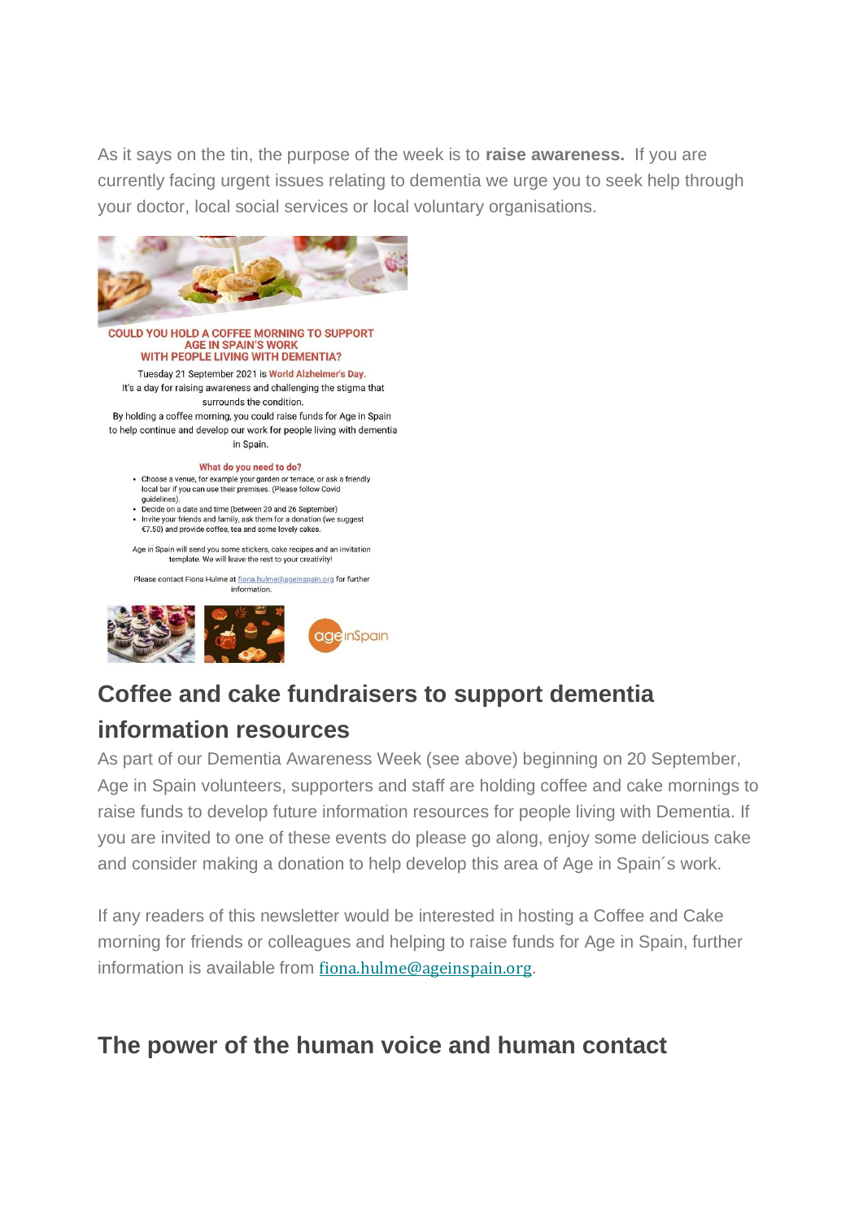As it says on the tin, the purpose of the week is to **raise awareness.** If you are currently facing urgent issues relating to dementia we urge you to seek help through your doctor, local social services or local voluntary organisations.

**COULD YOU HOLD A COFFEE MORNING TO SUPPORT AGE IN SPAIN'S WORK WITH PEOPLE LIVING WITH DEMENTIA?**

Tuesday 21 September 2021 is **World Alzheimer's Day.**
It's a day for raising awareness and challenging the stigma that surrounds the condition.
By holding a coffee morning, you could raise funds for Age in Spain to help continue and develop our work for people living with dementia in Spain.

**What do you need to do?**

- Choose a venue, for example your garden or terrace, or ask a friendly local bar if you can use their premises. (Please follow Covid guidelines).
- Decide on a date and time (between 20 and 26 September)
- Invite your friends and family, ask them for a donation (we suggest €7.50) and provide coffee, tea and some lovely cakes.

Age in Spain will send you some stickers, cake recipes and an invitation template. We will leave the rest to your creativity!

Please contact Fiona Hulme at fiona.hulme@ageinspain.org for further information.

age inSpain

## Coffee and cake fundraisers to support dementia information resources

As part of our Dementia Awareness Week (see above) beginning on 20 September, Age in Spain volunteers, supporters and staff are holding coffee and cake mornings to raise funds to develop future information resources for people living with Dementia. If you are invited to one of these events do please go along, enjoy some delicious cake and consider making a donation to help develop this area of Age in Spain´s work.

If any readers of this newsletter would be interested in hosting a Coffee and Cake morning for friends or colleagues and helping to raise funds for Age in Spain, further information is available from fiona.hulme@ageinspain.org.

## The power of the human voice and human contact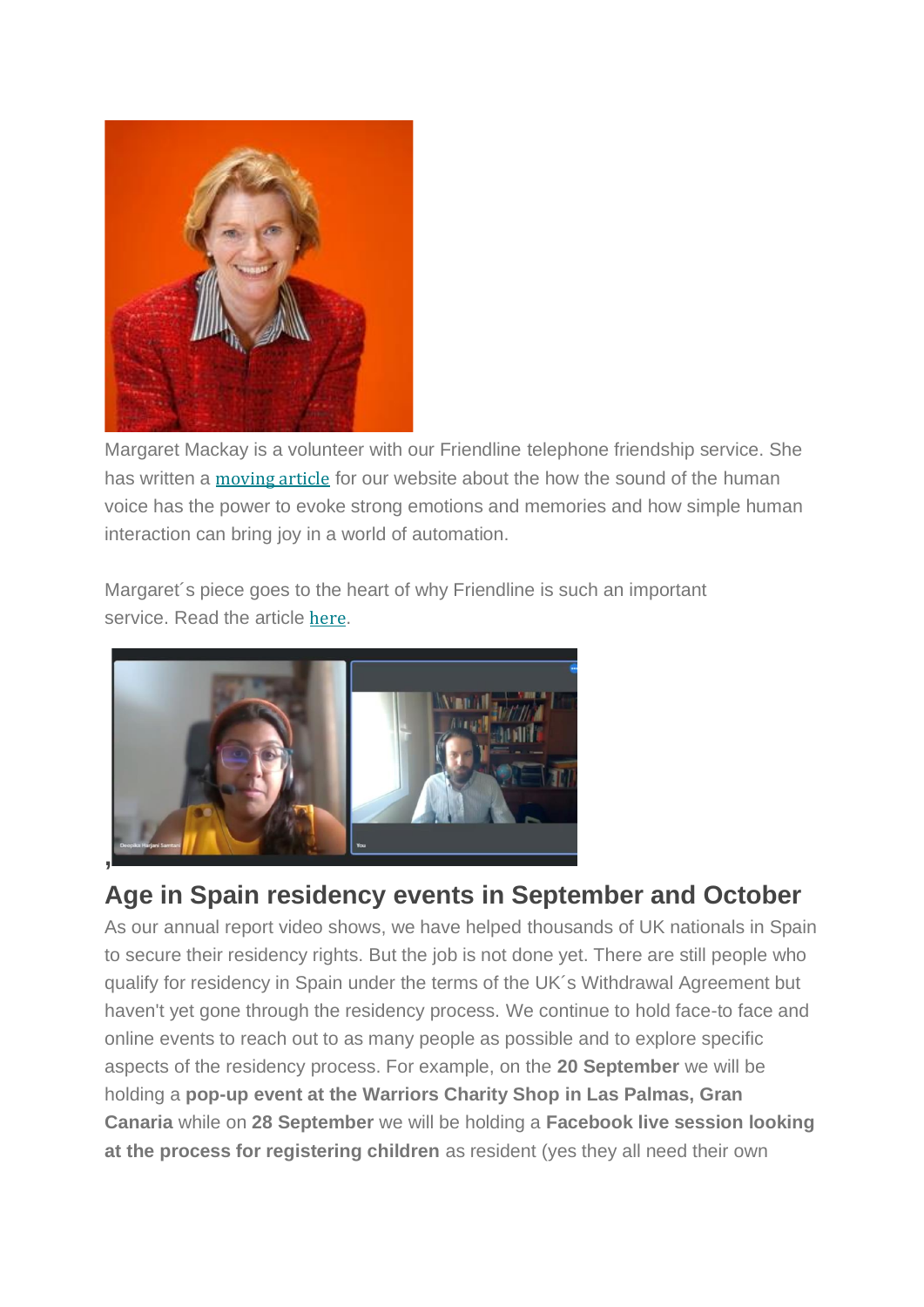Margaret Mackay is a volunteer with our Friendline telephone friendship service. She has written a moving article for our website about the how the sound of the human voice has the power to evoke strong emotions and memories and how simple human interaction can bring joy in a world of automation.

Margaret´s piece goes to the heart of why Friendline is such an important service. Read the article here.

,

## Age in Spain residency events in September and October

As our annual report video shows, we have helped thousands of UK nationals in Spain to secure their residency rights. But the job is not done yet. There are still people who qualify for residency in Spain under the terms of the UK´s Withdrawal Agreement but haven't yet gone through the residency process. We continue to hold face-to face and online events to reach out to as many people as possible and to explore specific aspects of the residency process. For example, on the **20 September** we will be holding a **pop-up event at the Warriors Charity Shop in Las Palmas, Gran Canaria** while on **28 September** we will be holding a **Facebook live session looking at the process for registering children** as resident (yes they all need their own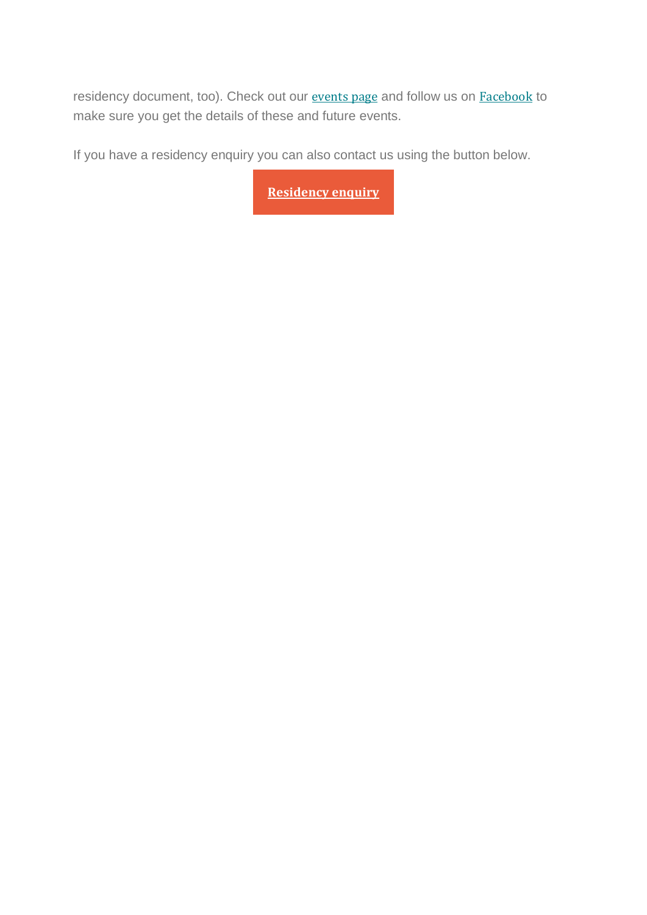residency document, too). Check out our events page and follow us on Facebook to make sure you get the details of these and future events.

If you have a residency enquiry you can also contact us using the button below.

**Residency enquiry**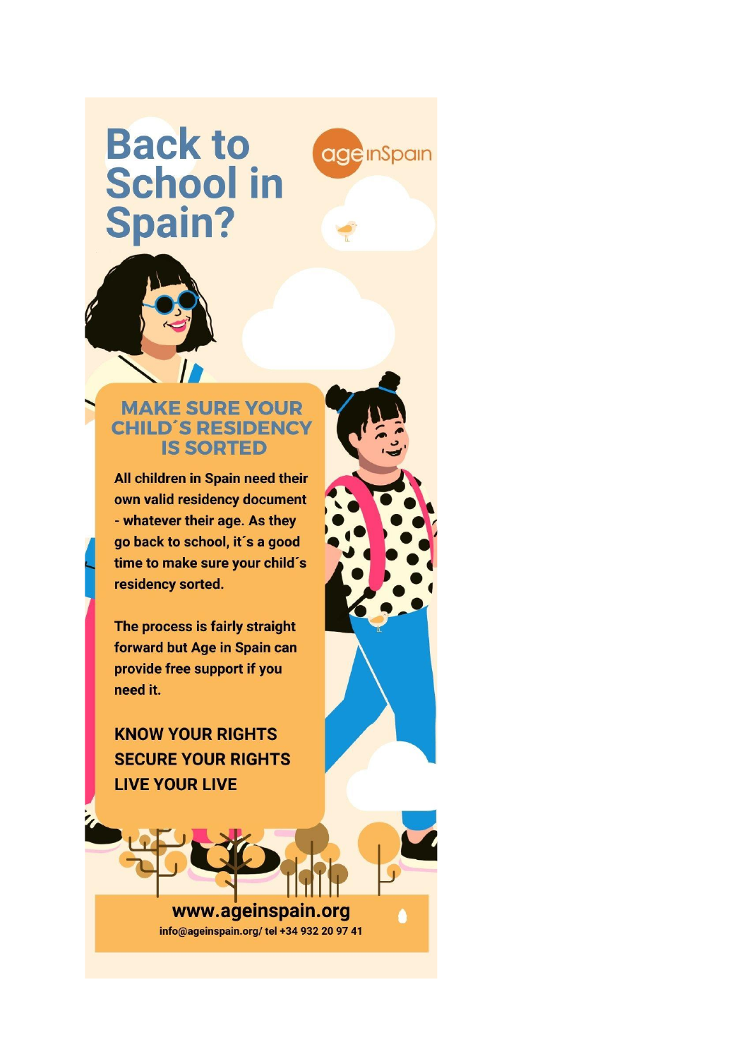# Back to School in Spain?

ageinSpain

## MAKE SURE YOUR CHILD´S RESIDENCY IS SORTED

All children in Spain need their own valid residency document - whatever their age. As they go back to school, it´s a good time to make sure your child´s residency sorted.

The process is fairly straight forward but Age in Spain can provide free support if you need it.

**KNOW YOUR RIGHTS**
**SECURE YOUR RIGHTS**
**LIVE YOUR LIVE**

**www.ageinspain.org**
info@ageinspain.org/ tel +34 932 20 97 41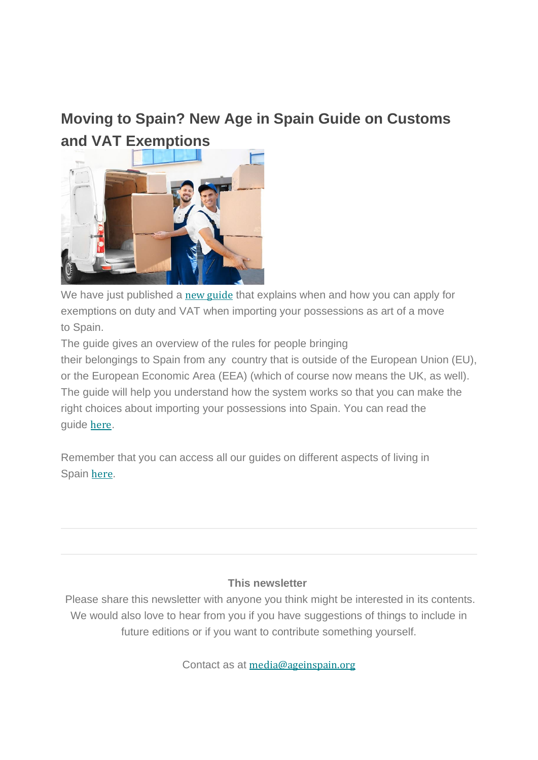## Moving to Spain? New Age in Spain Guide on Customs and VAT Exemptions

We have just published a new guide that explains when and how you can apply for exemptions on duty and VAT when importing your possessions as art of a move to Spain.

The guide gives an overview of the rules for people bringing their belongings to Spain from any country that is outside of the European Union (EU), or the European Economic Area (EEA) (which of course now means the UK, as well). The guide will help you understand how the system works so that you can make the right choices about importing your possessions into Spain. You can read the guide here.

Remember that you can access all our guides on different aspects of living in Spain here.

---

**This newsletter**

Please share this newsletter with anyone you think might be interested in its contents. We would also love to hear from you if you have suggestions of things to include in future editions or if you want to contribute something yourself.

Contact as at media@ageinspain.org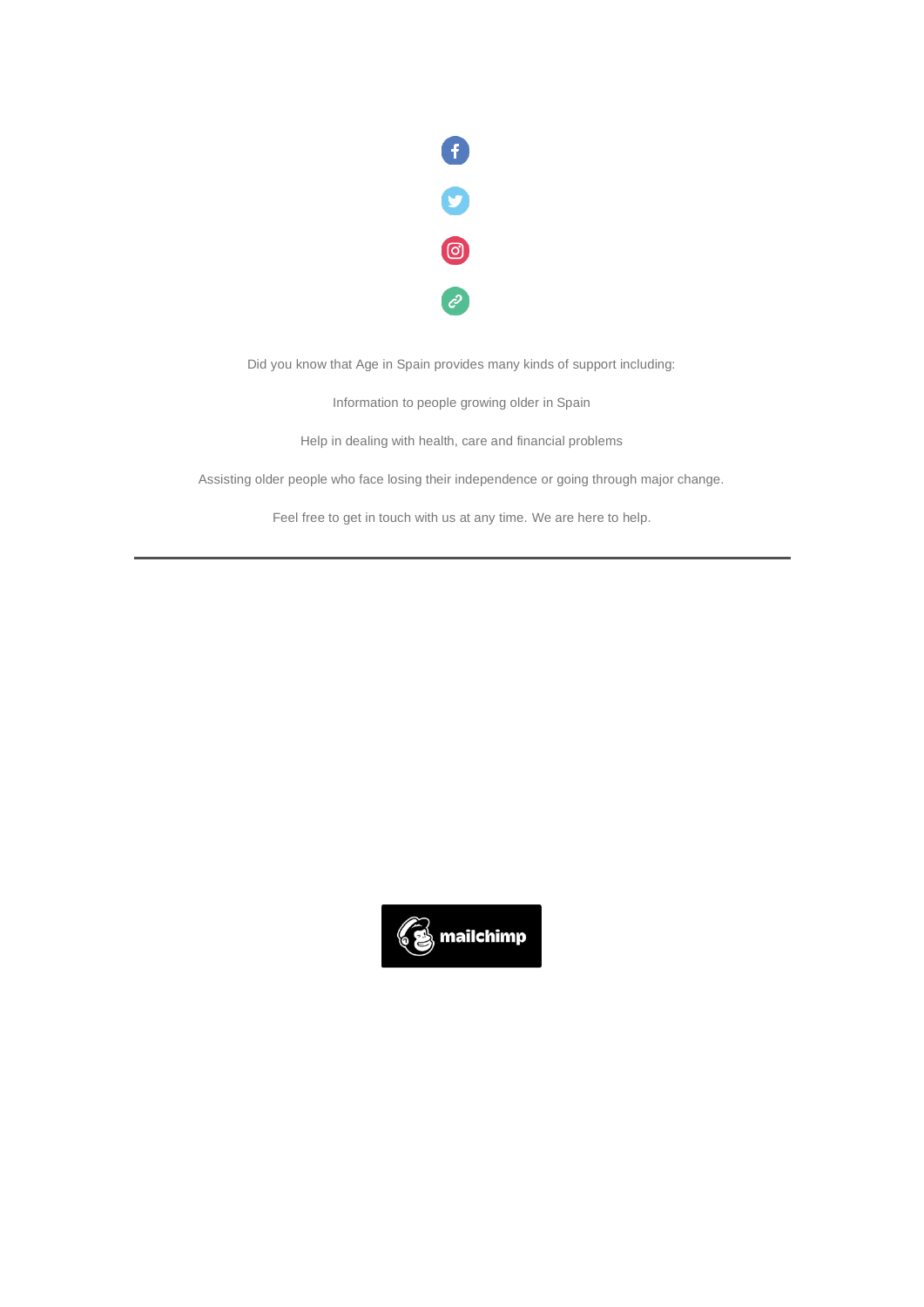Did you know that Age in Spain provides many kinds of support including:

Information to people growing older in Spain

Help in dealing with health, care and financial problems

Assisting older people who face losing their independence or going through major change.

Feel free to get in touch with us at any time. We are here to help.

---